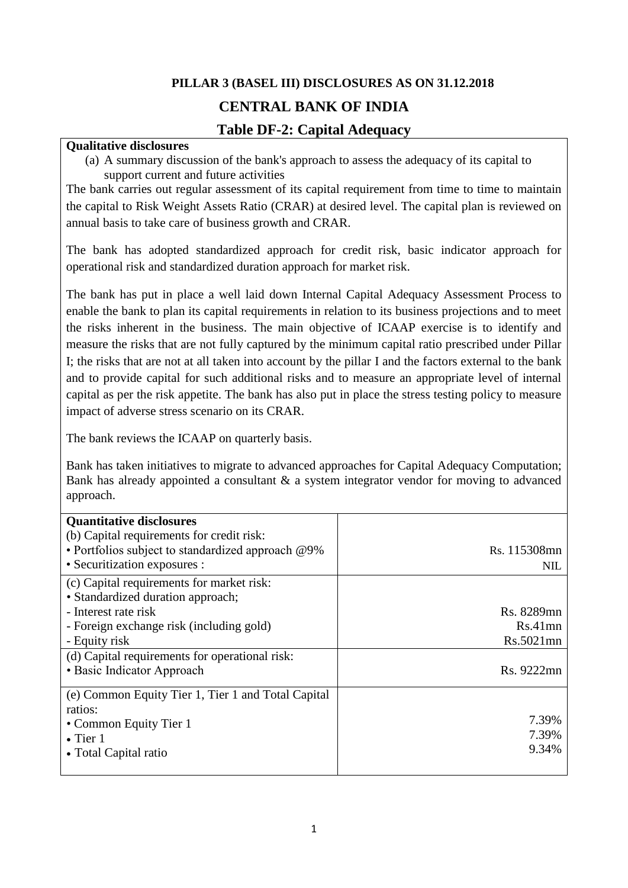**PILLAR 3 (BASEL III) DISCLOSURES AS ON 31.12.2018**

# CENTRAL BANK OF INDIA

## Table DF-2: Capital Adequacy

**Qualitative disclosures**

(a) A summary discussion of the bank's approach to assess the adequacy of its capital to support current and future activities

The bank carries out regular assessment of its capital requirement from time to time to maintain the capital to Risk Weight Assets Ratio (CRAR) at desired level. The capital plan is reviewed on annual basis to take care of business growth and CRAR.

The bank has adopted standardized approach for credit risk, basic indicator approach for operational risk and standardized duration approach for market risk.

The bank has put in place a well laid down Internal Capital Adequacy Assessment Process to enable the bank to plan its capital requirements in relation to its business projections and to meet the risks inherent in the business. The main objective of ICAAP exercise is to identify and measure the risks that are not fully captured by the minimum capital ratio prescribed under Pillar I; the risks that are not at all taken into account by the pillar I and the factors external to the bank and to provide capital for such additional risks and to measure an appropriate level of internal capital as per the risk appetite. The bank has also put in place the stress testing policy to measure impact of adverse stress scenario on its CRAR.

The bank reviews the ICAAP on quarterly basis.

Bank has taken initiatives to migrate to advanced approaches for Capital Adequacy Computation; Bank has already appointed a consultant & a system integrator vendor for moving to advanced approach.

| **Quantitative disclosures** | |
|---|---|
| (b) Capital requirements for credit risk:<br>• Portfolios subject to standardized approach @9%<br>• Securitization exposures : | <br>Rs. 115308mn<br>NIL |
| (c) Capital requirements for market risk:<br>• Standardized duration approach;<br>- Interest rate risk<br>- Foreign exchange risk (including gold)<br>- Equity risk | <br><br>Rs. 8289mn<br>Rs.41mn<br>Rs.5021mn |
| (d) Capital requirements for operational risk:<br>• Basic Indicator Approach | <br>Rs. 9222mn |
| (e) Common Equity Tier 1, Tier 1 and Total Capital ratios:<br>• Common Equity Tier 1<br>• Tier 1<br>• Total Capital ratio | <br><br>7.39%<br>7.39%<br>9.34% |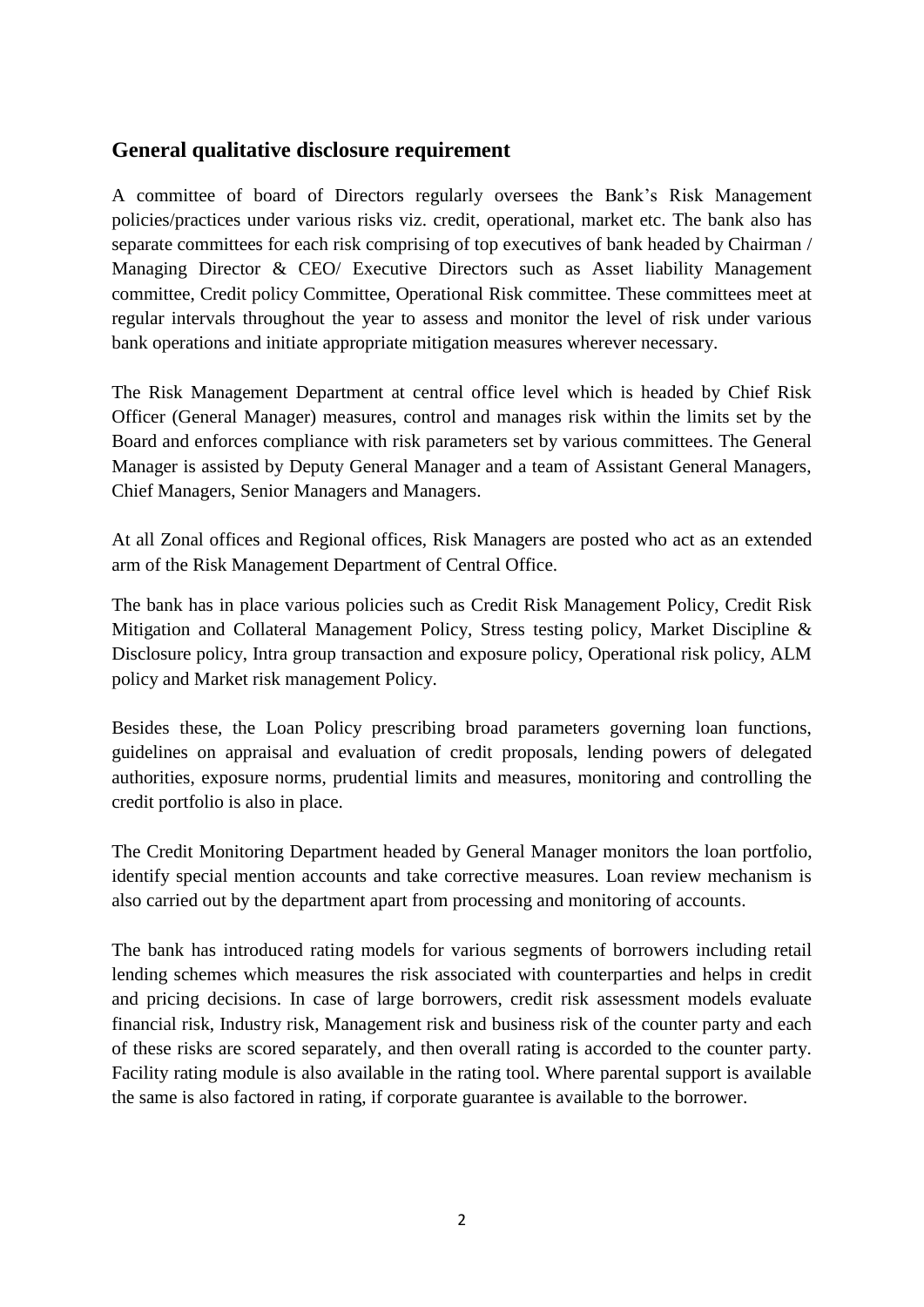## General qualitative disclosure requirement

A committee of board of Directors regularly oversees the Bank's Risk Management policies/practices under various risks viz. credit, operational, market etc. The bank also has separate committees for each risk comprising of top executives of bank headed by Chairman / Managing Director & CEO/ Executive Directors such as Asset liability Management committee, Credit policy Committee, Operational Risk committee. These committees meet at regular intervals throughout the year to assess and monitor the level of risk under various bank operations and initiate appropriate mitigation measures wherever necessary.

The Risk Management Department at central office level which is headed by Chief Risk Officer (General Manager) measures, control and manages risk within the limits set by the Board and enforces compliance with risk parameters set by various committees. The General Manager is assisted by Deputy General Manager and a team of Assistant General Managers, Chief Managers, Senior Managers and Managers.

At all Zonal offices and Regional offices, Risk Managers are posted who act as an extended arm of the Risk Management Department of Central Office.

The bank has in place various policies such as Credit Risk Management Policy, Credit Risk Mitigation and Collateral Management Policy, Stress testing policy, Market Discipline & Disclosure policy, Intra group transaction and exposure policy, Operational risk policy, ALM policy and Market risk management Policy.

Besides these, the Loan Policy prescribing broad parameters governing loan functions, guidelines on appraisal and evaluation of credit proposals, lending powers of delegated authorities, exposure norms, prudential limits and measures, monitoring and controlling the credit portfolio is also in place.

The Credit Monitoring Department headed by General Manager monitors the loan portfolio, identify special mention accounts and take corrective measures. Loan review mechanism is also carried out by the department apart from processing and monitoring of accounts.

The bank has introduced rating models for various segments of borrowers including retail lending schemes which measures the risk associated with counterparties and helps in credit and pricing decisions. In case of large borrowers, credit risk assessment models evaluate financial risk, Industry risk, Management risk and business risk of the counter party and each of these risks are scored separately, and then overall rating is accorded to the counter party. Facility rating module is also available in the rating tool. Where parental support is available the same is also factored in rating, if corporate guarantee is available to the borrower.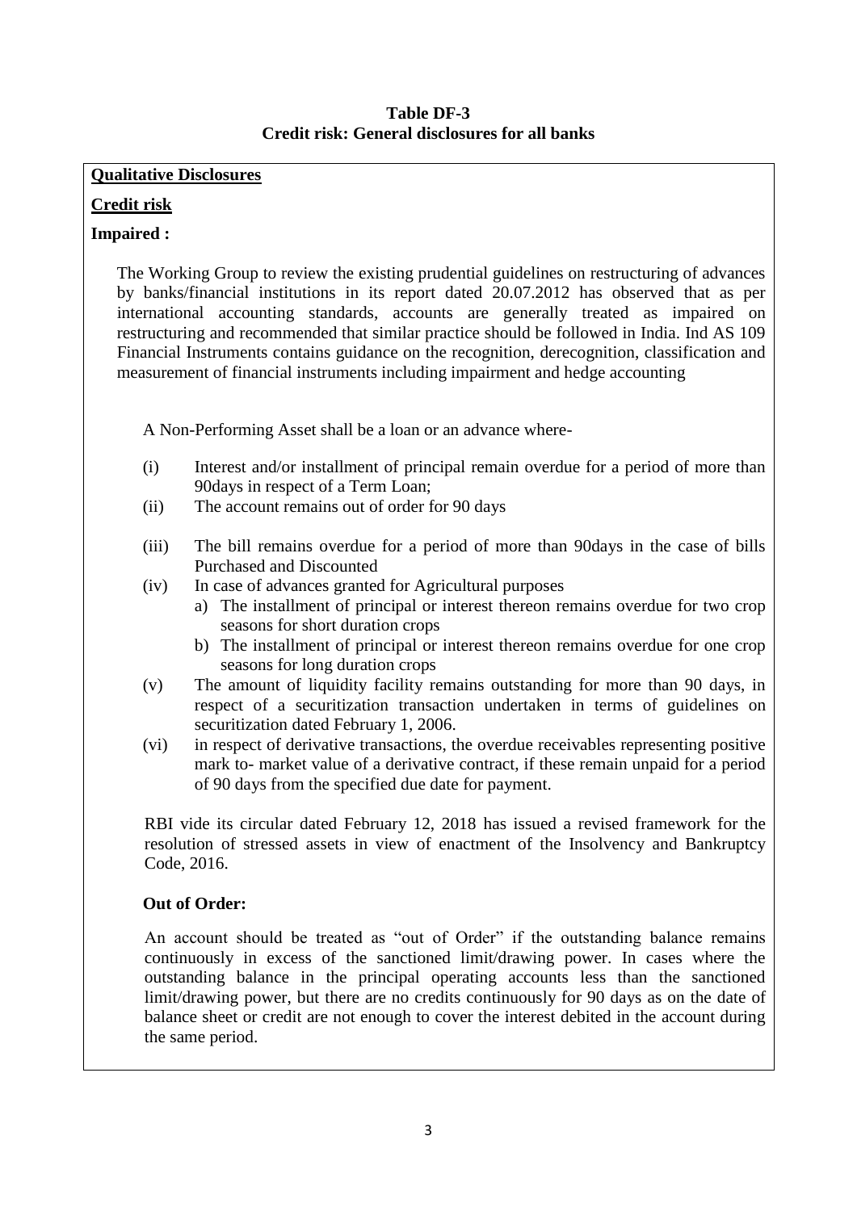**Table DF-3**
**Credit risk: General disclosures for all banks**

**Qualitative Disclosures**

**Credit risk**

**Impaired :**

The Working Group to review the existing prudential guidelines on restructuring of advances by banks/financial institutions in its report dated 20.07.2012 has observed that as per international accounting standards, accounts are generally treated as impaired on restructuring and recommended that similar practice should be followed in India. Ind AS 109 Financial Instruments contains guidance on the recognition, derecognition, classification and measurement of financial instruments including impairment and hedge accounting

A Non-Performing Asset shall be a loan or an advance where-

(i) Interest and/or installment of principal remain overdue for a period of more than 90days in respect of a Term Loan;

(ii) The account remains out of order for 90 days

(iii) The bill remains overdue for a period of more than 90days in the case of bills Purchased and Discounted

(iv) In case of advances granted for Agricultural purposes
   a) The installment of principal or interest thereon remains overdue for two crop seasons for short duration crops
   b) The installment of principal or interest thereon remains overdue for one crop seasons for long duration crops

(v) The amount of liquidity facility remains outstanding for more than 90 days, in respect of a securitization transaction undertaken in terms of guidelines on securitization dated February 1, 2006.

(vi) in respect of derivative transactions, the overdue receivables representing positive mark to- market value of a derivative contract, if these remain unpaid for a period of 90 days from the specified due date for payment.

RBI vide its circular dated February 12, 2018 has issued a revised framework for the resolution of stressed assets in view of enactment of the Insolvency and Bankruptcy Code, 2016.

**Out of Order:**

An account should be treated as "out of Order" if the outstanding balance remains continuously in excess of the sanctioned limit/drawing power. In cases where the outstanding balance in the principal operating accounts less than the sanctioned limit/drawing power, but there are no credits continuously for 90 days as on the date of balance sheet or credit are not enough to cover the interest debited in the account during the same period.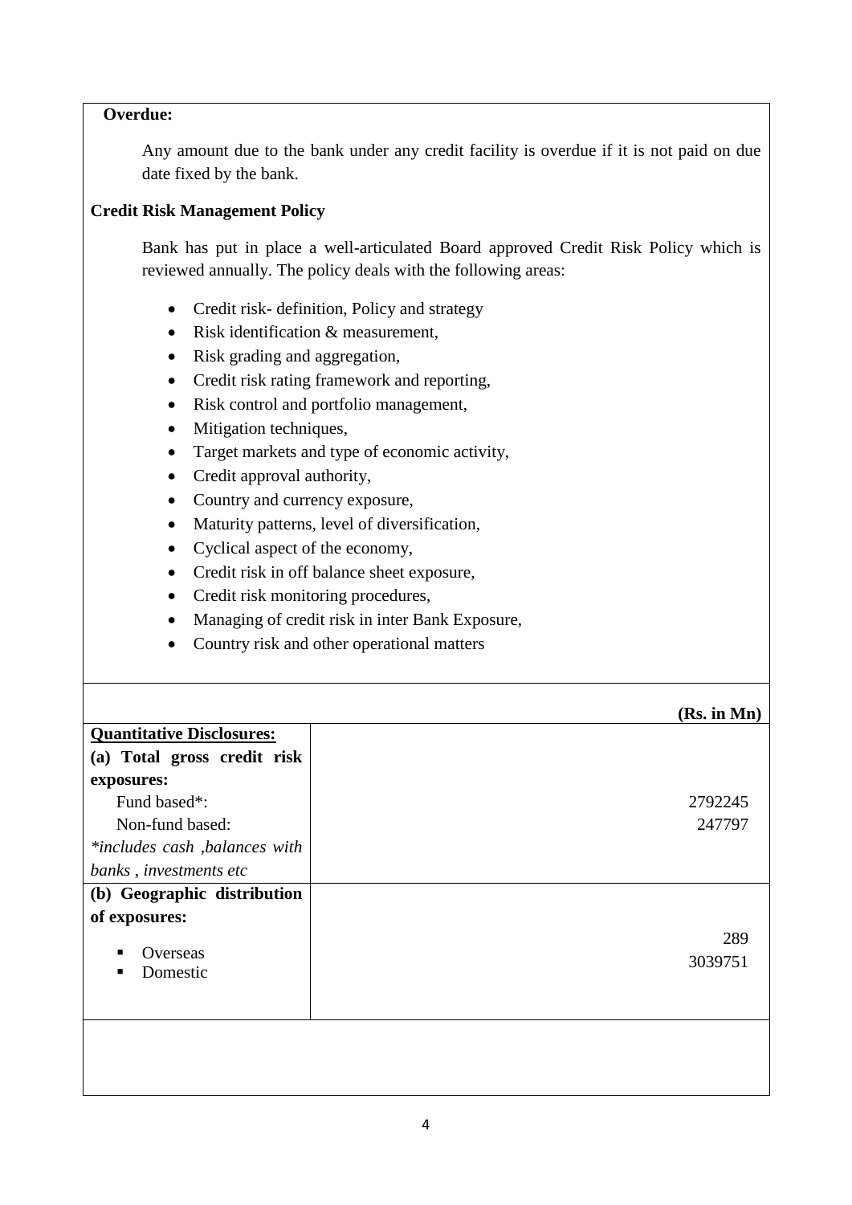**Overdue:**

Any amount due to the bank under any credit facility is overdue if it is not paid on due date fixed by the bank.

**Credit Risk Management Policy**

Bank has put in place a well-articulated Board approved Credit Risk Policy which is reviewed annually. The policy deals with the following areas:

- Credit risk- definition, Policy and strategy
- Risk identification & measurement,
- Risk grading and aggregation,
- Credit risk rating framework and reporting,
- Risk control and portfolio management,
- Mitigation techniques,
- Target markets and type of economic activity,
- Credit approval authority,
- Country and currency exposure,
- Maturity patterns, level of diversification,
- Cyclical aspect of the economy,
- Credit risk in off balance sheet exposure,
- Credit risk monitoring procedures,
- Managing of credit risk in inter Bank Exposure,
- Country risk and other operational matters

| | **(Rs. in Mn)** |
|---|---|
| **Quantitative Disclosures:** | |
| **(a) Total gross credit risk exposures:** | |
| Fund based*: | 2792245 |
| Non-fund based: | 247797 |
| *\*includes cash ,balances with banks , investments etc* | |
| **(b) Geographic distribution of exposures:** | |
| ▪ Overseas | 289 |
| ▪ Domestic | 3039751 |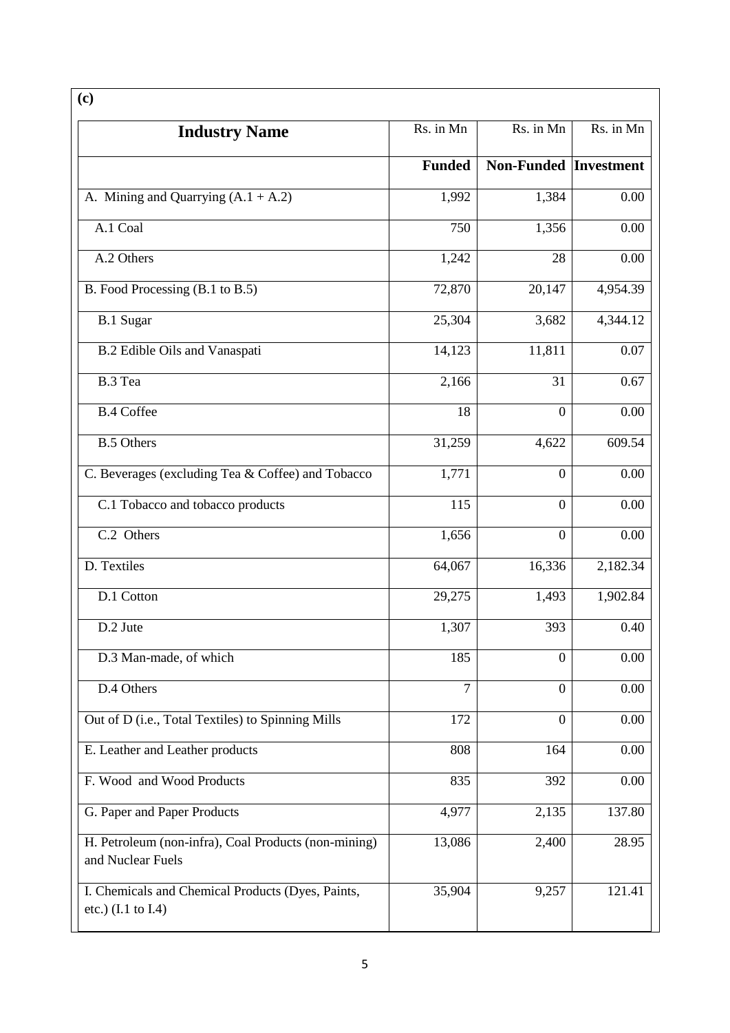**(c)**

| Industry Name | Rs. in Mn | Rs. in Mn | Rs. in Mn |
|---|---|---|---|
| | **Funded** | **Non-Funded** | **Investment** |
| A. Mining and Quarrying (A.1 + A.2) | 1,992 | 1,384 | 0.00 |
| A.1 Coal | 750 | 1,356 | 0.00 |
| A.2 Others | 1,242 | 28 | 0.00 |
| B. Food Processing (B.1 to B.5) | 72,870 | 20,147 | 4,954.39 |
| B.1 Sugar | 25,304 | 3,682 | 4,344.12 |
| B.2 Edible Oils and Vanaspati | 14,123 | 11,811 | 0.07 |
| B.3 Tea | 2,166 | 31 | 0.67 |
| B.4 Coffee | 18 | 0 | 0.00 |
| B.5 Others | 31,259 | 4,622 | 609.54 |
| C. Beverages (excluding Tea & Coffee) and Tobacco | 1,771 | 0 | 0.00 |
| C.1 Tobacco and tobacco products | 115 | 0 | 0.00 |
| C.2 Others | 1,656 | 0 | 0.00 |
| D. Textiles | 64,067 | 16,336 | 2,182.34 |
| D.1 Cotton | 29,275 | 1,493 | 1,902.84 |
| D.2 Jute | 1,307 | 393 | 0.40 |
| D.3 Man-made, of which | 185 | 0 | 0.00 |
| D.4 Others | 7 | 0 | 0.00 |
| Out of D (i.e., Total Textiles) to Spinning Mills | 172 | 0 | 0.00 |
| E. Leather and Leather products | 808 | 164 | 0.00 |
| F. Wood and Wood Products | 835 | 392 | 0.00 |
| G. Paper and Paper Products | 4,977 | 2,135 | 137.80 |
| H. Petroleum (non-infra), Coal Products (non-mining) and Nuclear Fuels | 13,086 | 2,400 | 28.95 |
| I. Chemicals and Chemical Products (Dyes, Paints, etc.) (I.1 to I.4) | 35,904 | 9,257 | 121.41 |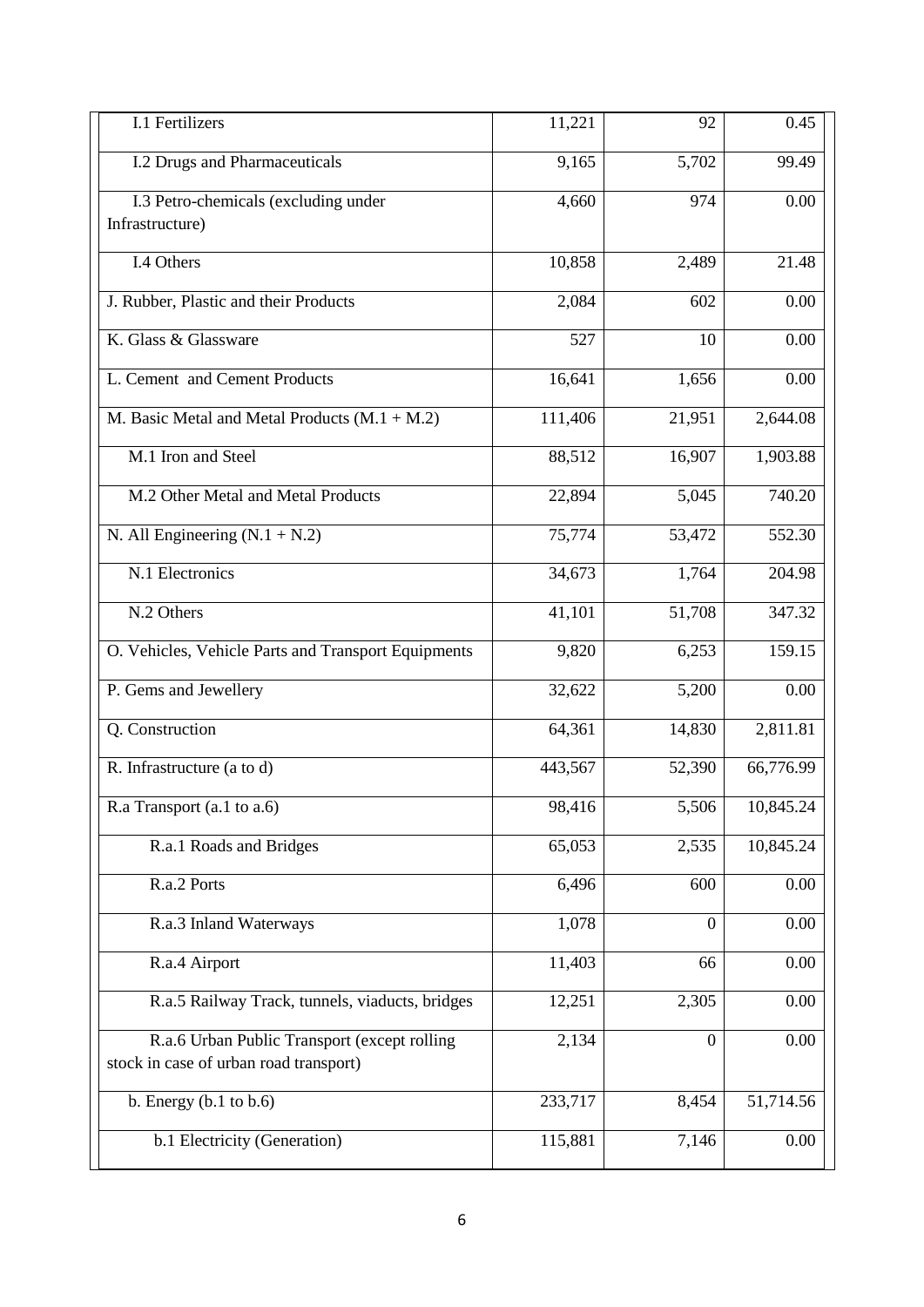| | | | |
|---|---|---|---|
| I.1 Fertilizers | 11,221 | 92 | 0.45 |
| I.2 Drugs and Pharmaceuticals | 9,165 | 5,702 | 99.49 |
| I.3 Petro-chemicals (excluding under Infrastructure) | 4,660 | 974 | 0.00 |
| I.4 Others | 10,858 | 2,489 | 21.48 |
| J. Rubber, Plastic and their Products | 2,084 | 602 | 0.00 |
| K. Glass & Glassware | 527 | 10 | 0.00 |
| L. Cement and Cement Products | 16,641 | 1,656 | 0.00 |
| M. Basic Metal and Metal Products (M.1 + M.2) | 111,406 | 21,951 | 2,644.08 |
| M.1 Iron and Steel | 88,512 | 16,907 | 1,903.88 |
| M.2 Other Metal and Metal Products | 22,894 | 5,045 | 740.20 |
| N. All Engineering (N.1 + N.2) | 75,774 | 53,472 | 552.30 |
| N.1 Electronics | 34,673 | 1,764 | 204.98 |
| N.2 Others | 41,101 | 51,708 | 347.32 |
| O. Vehicles, Vehicle Parts and Transport Equipments | 9,820 | 6,253 | 159.15 |
| P. Gems and Jewellery | 32,622 | 5,200 | 0.00 |
| Q. Construction | 64,361 | 14,830 | 2,811.81 |
| R. Infrastructure (a to d) | 443,567 | 52,390 | 66,776.99 |
| R.a Transport (a.1 to a.6) | 98,416 | 5,506 | 10,845.24 |
| R.a.1 Roads and Bridges | 65,053 | 2,535 | 10,845.24 |
| R.a.2 Ports | 6,496 | 600 | 0.00 |
| R.a.3 Inland Waterways | 1,078 | 0 | 0.00 |
| R.a.4 Airport | 11,403 | 66 | 0.00 |
| R.a.5 Railway Track, tunnels, viaducts, bridges | 12,251 | 2,305 | 0.00 |
| R.a.6 Urban Public Transport (except rolling stock in case of urban road transport) | 2,134 | 0 | 0.00 |
| b. Energy (b.1 to b.6) | 233,717 | 8,454 | 51,714.56 |
| b.1 Electricity (Generation) | 115,881 | 7,146 | 0.00 |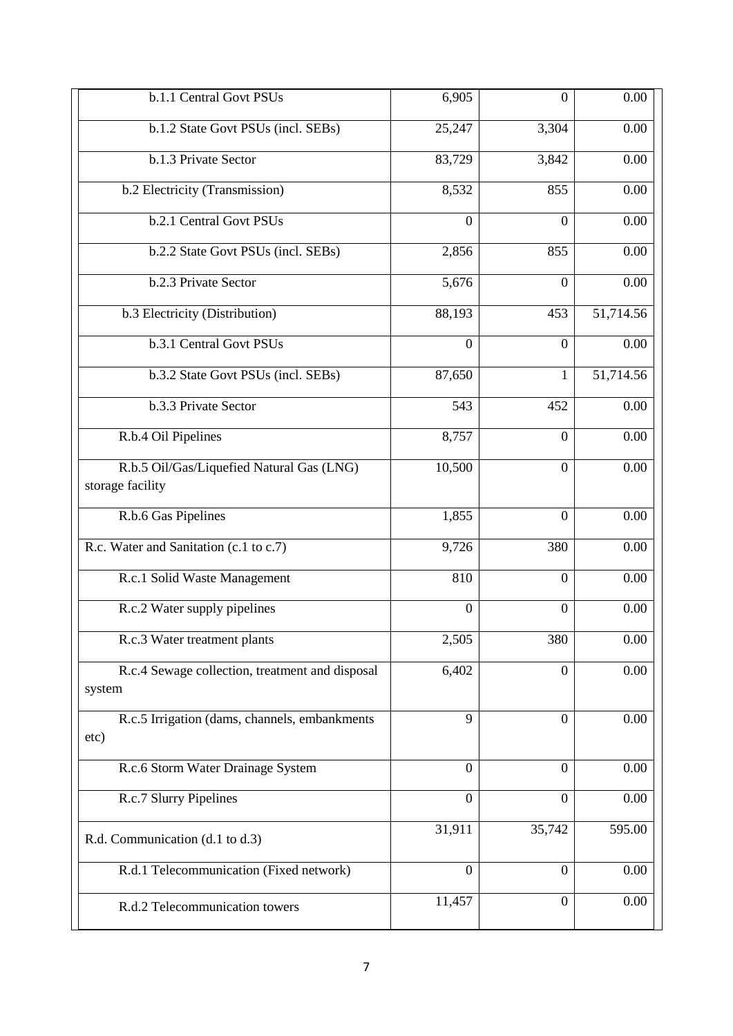| | | | |
|---|---|---|---|
| b.1.1 Central Govt PSUs | 6,905 | 0 | 0.00 |
| b.1.2 State Govt PSUs (incl. SEBs) | 25,247 | 3,304 | 0.00 |
| b.1.3 Private Sector | 83,729 | 3,842 | 0.00 |
| b.2 Electricity (Transmission) | 8,532 | 855 | 0.00 |
| b.2.1 Central Govt PSUs | 0 | 0 | 0.00 |
| b.2.2 State Govt PSUs (incl. SEBs) | 2,856 | 855 | 0.00 |
| b.2.3 Private Sector | 5,676 | 0 | 0.00 |
| b.3 Electricity (Distribution) | 88,193 | 453 | 51,714.56 |
| b.3.1 Central Govt PSUs | 0 | 0 | 0.00 |
| b.3.2 State Govt PSUs (incl. SEBs) | 87,650 | 1 | 51,714.56 |
| b.3.3 Private Sector | 543 | 452 | 0.00 |
| R.b.4 Oil Pipelines | 8,757 | 0 | 0.00 |
| R.b.5 Oil/Gas/Liquefied Natural Gas (LNG) storage facility | 10,500 | 0 | 0.00 |
| R.b.6 Gas Pipelines | 1,855 | 0 | 0.00 |
| R.c. Water and Sanitation (c.1 to c.7) | 9,726 | 380 | 0.00 |
| R.c.1 Solid Waste Management | 810 | 0 | 0.00 |
| R.c.2 Water supply pipelines | 0 | 0 | 0.00 |
| R.c.3 Water treatment plants | 2,505 | 380 | 0.00 |
| R.c.4 Sewage collection, treatment and disposal system | 6,402 | 0 | 0.00 |
| R.c.5 Irrigation (dams, channels, embankments etc) | 9 | 0 | 0.00 |
| R.c.6 Storm Water Drainage System | 0 | 0 | 0.00 |
| R.c.7 Slurry Pipelines | 0 | 0 | 0.00 |
| R.d. Communication (d.1 to d.3) | 31,911 | 35,742 | 595.00 |
| R.d.1 Telecommunication (Fixed network) | 0 | 0 | 0.00 |
| R.d.2 Telecommunication towers | 11,457 | 0 | 0.00 |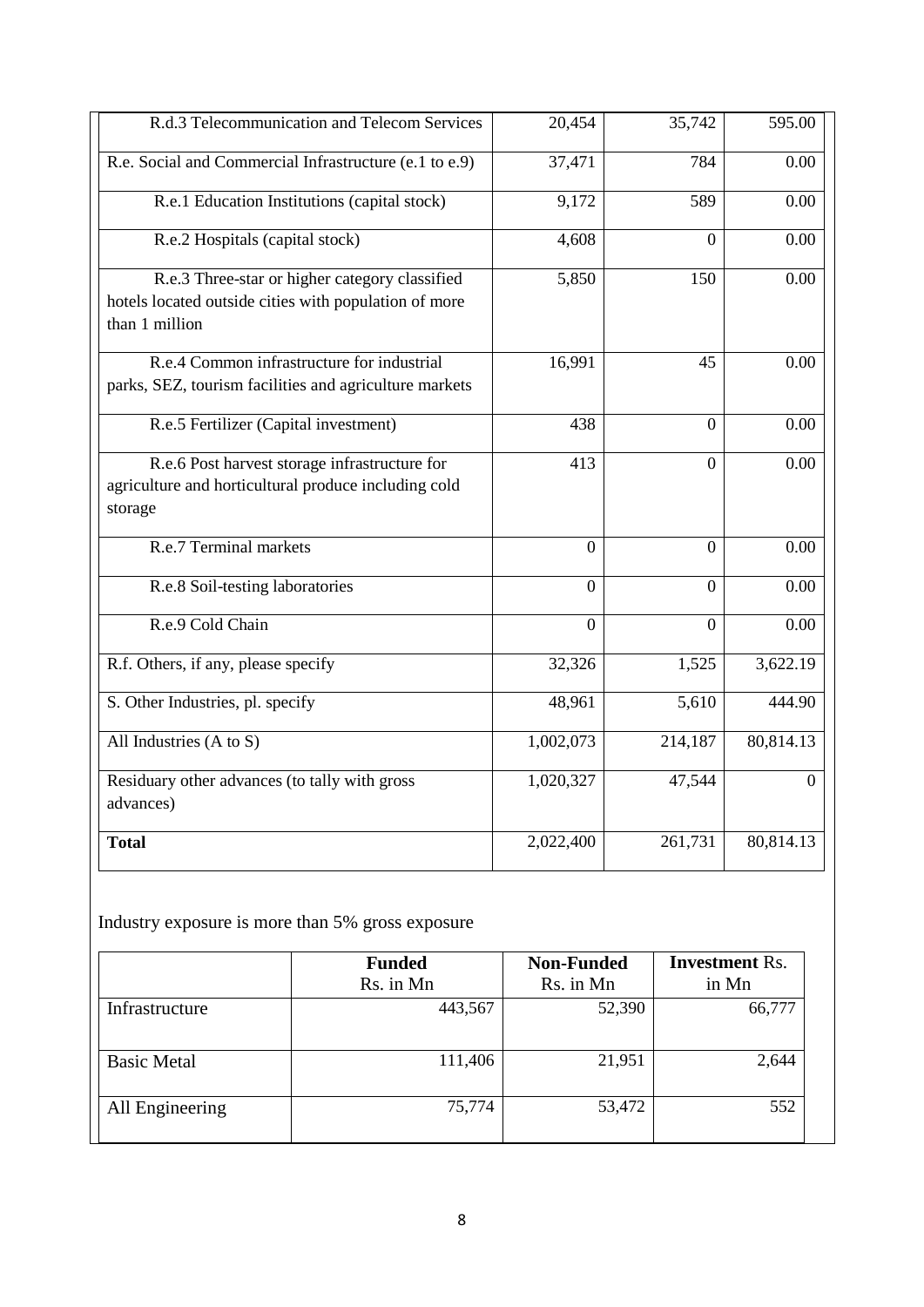| | | | |
|---|---|---|---|
| R.d.3 Telecommunication and Telecom Services | 20,454 | 35,742 | 595.00 |
| R.e. Social and Commercial Infrastructure (e.1 to e.9) | 37,471 | 784 | 0.00 |
| R.e.1 Education Institutions (capital stock) | 9,172 | 589 | 0.00 |
| R.e.2 Hospitals (capital stock) | 4,608 | 0 | 0.00 |
| R.e.3 Three-star or higher category classified hotels located outside cities with population of more than 1 million | 5,850 | 150 | 0.00 |
| R.e.4 Common infrastructure for industrial parks, SEZ, tourism facilities and agriculture markets | 16,991 | 45 | 0.00 |
| R.e.5 Fertilizer (Capital investment) | 438 | 0 | 0.00 |
| R.e.6 Post harvest storage infrastructure for agriculture and horticultural produce including cold storage | 413 | 0 | 0.00 |
| R.e.7 Terminal markets | 0 | 0 | 0.00 |
| R.e.8 Soil-testing laboratories | 0 | 0 | 0.00 |
| R.e.9 Cold Chain | 0 | 0 | 0.00 |
| R.f. Others, if any, please specify | 32,326 | 1,525 | 3,622.19 |
| S. Other Industries, pl. specify | 48,961 | 5,610 | 444.90 |
| All Industries (A to S) | 1,002,073 | 214,187 | 80,814.13 |
| Residuary other advances (to tally with gross advances) | 1,020,327 | 47,544 | 0 |
| **Total** | 2,022,400 | 261,731 | 80,814.13 |

Industry exposure is more than 5% gross exposure

| | **Funded** Rs. in Mn | **Non-Funded** Rs. in Mn | **Investment** Rs. in Mn |
|---|---|---|---|
| Infrastructure | 443,567 | 52,390 | 66,777 |
| Basic Metal | 111,406 | 21,951 | 2,644 |
| All Engineering | 75,774 | 53,472 | 552 |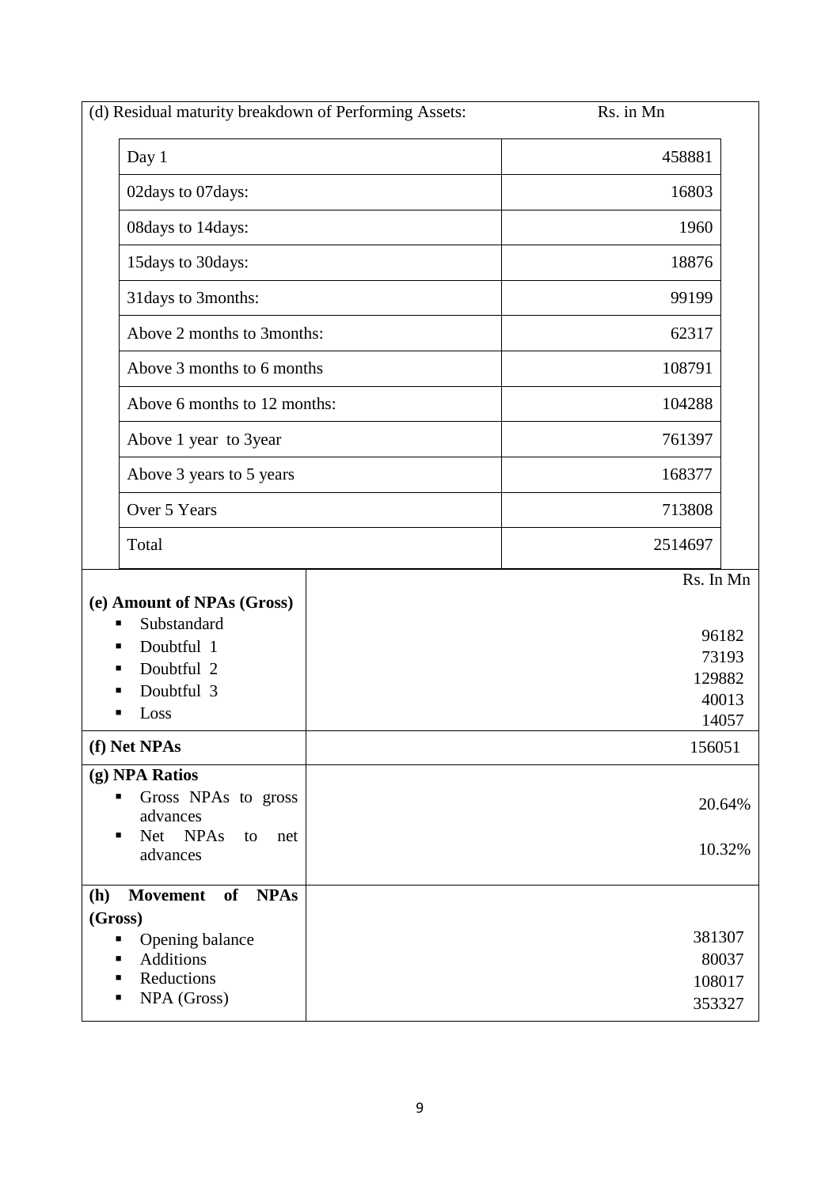(d) Residual maturity breakdown of Performing Assets: Rs. in Mn

| | |
|---|---|
| Day 1 | 458881 |
| 02days to 07days: | 16803 |
| 08days to 14days: | 1960 |
| 15days to 30days: | 18876 |
| 31days to 3months: | 99199 |
| Above 2 months to 3months: | 62317 |
| Above 3 months to 6 months | 108791 |
| Above 6 months to 12 months: | 104288 |
| Above 1 year to 3year | 761397 |
| Above 3 years to 5 years | 168377 |
| Over 5 Years | 713808 |
| Total | 2514697 |

| | Rs. In Mn |
|---|---|
| **(e) Amount of NPAs (Gross)** | |
| ▪ Substandard | 96182 |
| ▪ Doubtful 1 | 73193 |
| ▪ Doubtful 2 | 129882 |
| ▪ Doubtful 3 | 40013 |
| ▪ Loss | 14057 |
| **(f) Net NPAs** | 156051 |
| **(g) NPA Ratios** | |
| ▪ Gross NPAs to gross advances | 20.64% |
| ▪ Net NPAs to net advances | 10.32% |
| **(h) Movement of NPAs (Gross)** | |
| ▪ Opening balance | 381307 |
| ▪ Additions | 80037 |
| ▪ Reductions | 108017 |
| ▪ NPA (Gross) | 353327 |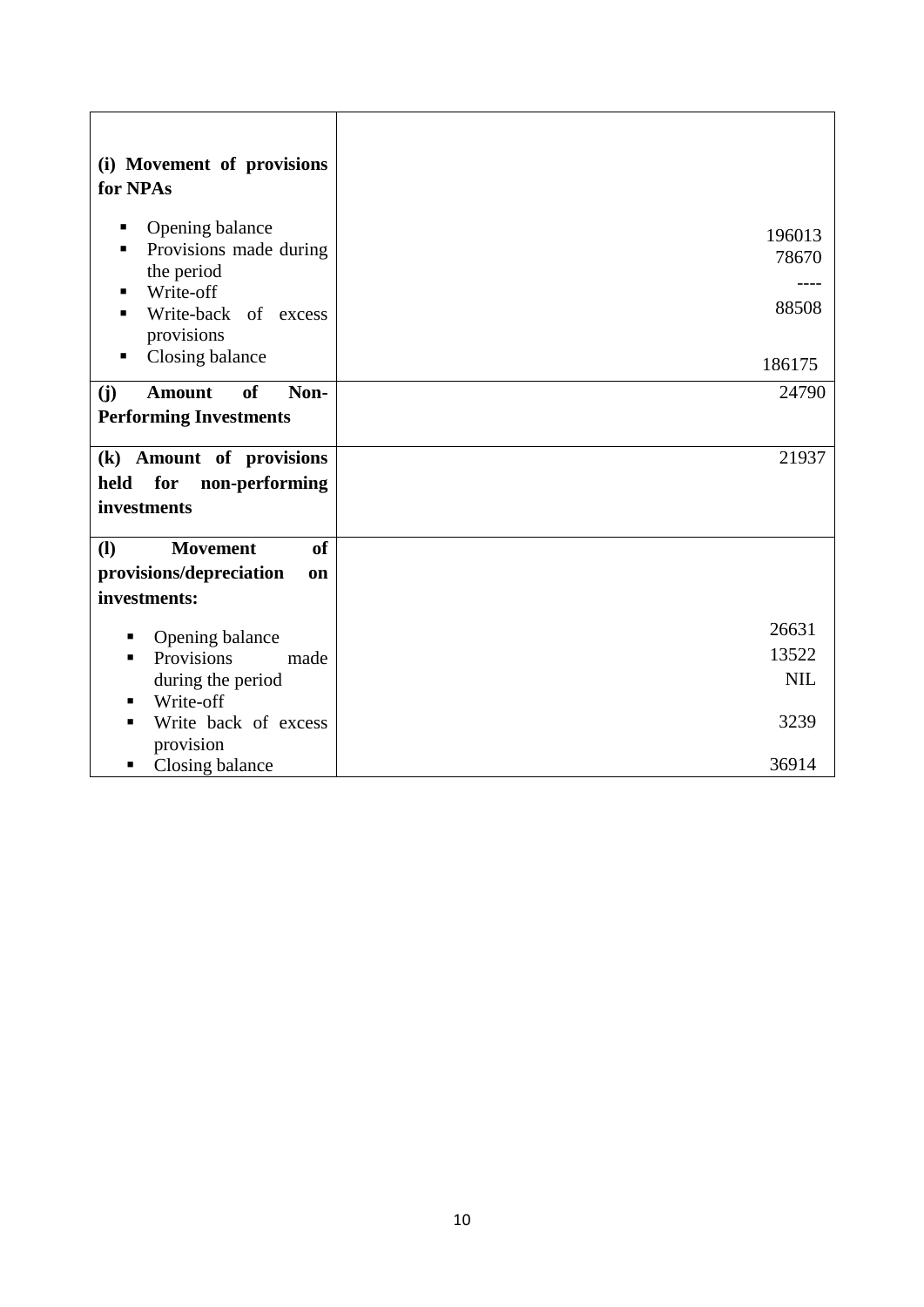| | |
|---|---|
| **(i) Movement of provisions for NPAs** | |
| ▪ Opening balance | 196013 |
| ▪ Provisions made during the period | 78670 |
| ▪ Write-off | ---- |
| ▪ Write-back of excess provisions | 88508 |
| ▪ Closing balance | 186175 |
| **(j) Amount of Non-Performing Investments** | 24790 |
| **(k) Amount of provisions held for non-performing investments** | 21937 |
| **(l) Movement of provisions/depreciation on investments:** | |
| ▪ Opening balance | 26631 |
| ▪ Provisions made during the period | 13522 |
| ▪ Write-off | NIL |
| ▪ Write back of excess provision | 3239 |
| ▪ Closing balance | 36914 |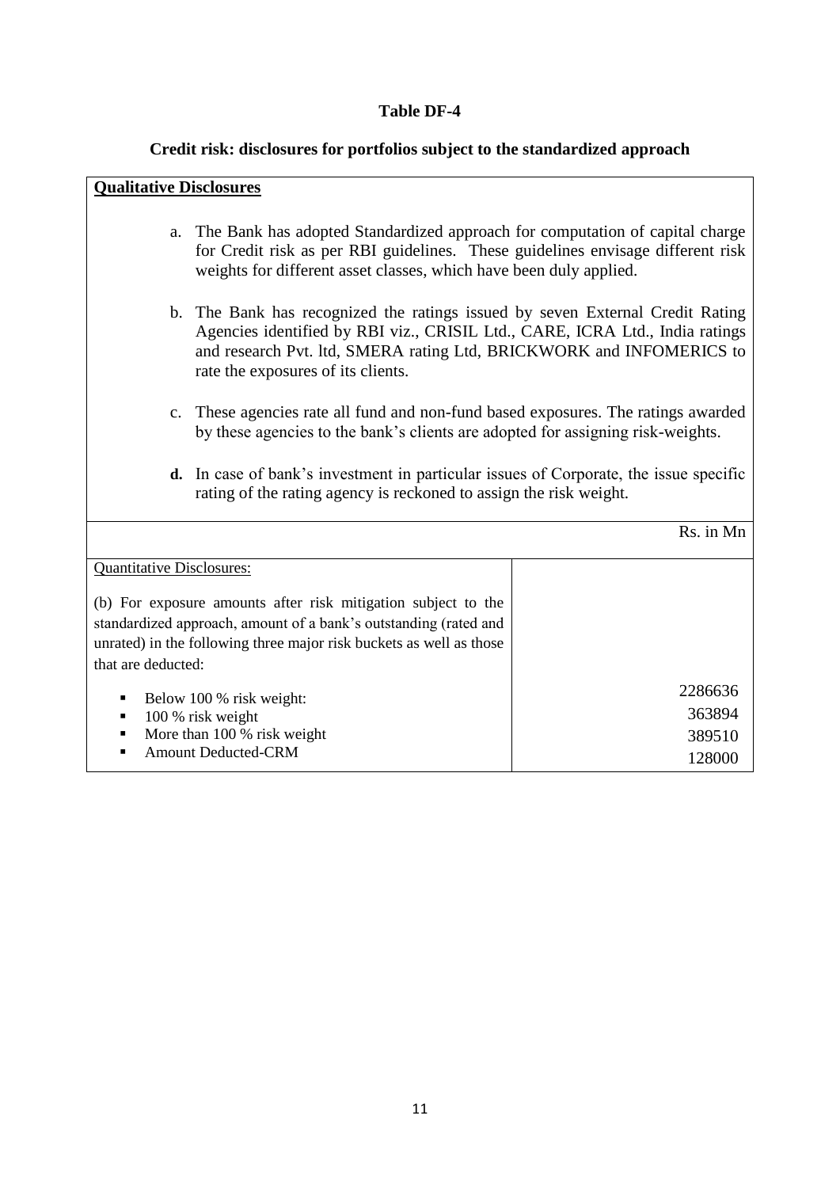# Table DF-4

## Credit risk: disclosures for portfolios subject to the standardized approach

**Qualitative Disclosures**

a. The Bank has adopted Standardized approach for computation of capital charge for Credit risk as per RBI guidelines. These guidelines envisage different risk weights for different asset classes, which have been duly applied.

b. The Bank has recognized the ratings issued by seven External Credit Rating Agencies identified by RBI viz., CRISIL Ltd., CARE, ICRA Ltd., India ratings and research Pvt. ltd, SMERA rating Ltd, BRICKWORK and INFOMERICS to rate the exposures of its clients.

c. These agencies rate all fund and non-fund based exposures. The ratings awarded by these agencies to the bank's clients are adopted for assigning risk-weights.

**d.** In case of bank's investment in particular issues of Corporate, the issue specific rating of the rating agency is reckoned to assign the risk weight.

Rs. in Mn

| Quantitative Disclosures: | |
|---|---|
| (b) For exposure amounts after risk mitigation subject to the standardized approach, amount of a bank's outstanding (rated and unrated) in the following three major risk buckets as well as those that are deducted: | |
| ▪ Below 100 % risk weight: | 2286636 |
| ▪ 100 % risk weight | 363894 |
| ▪ More than 100 % risk weight | 389510 |
| ▪ Amount Deducted-CRM | 128000 |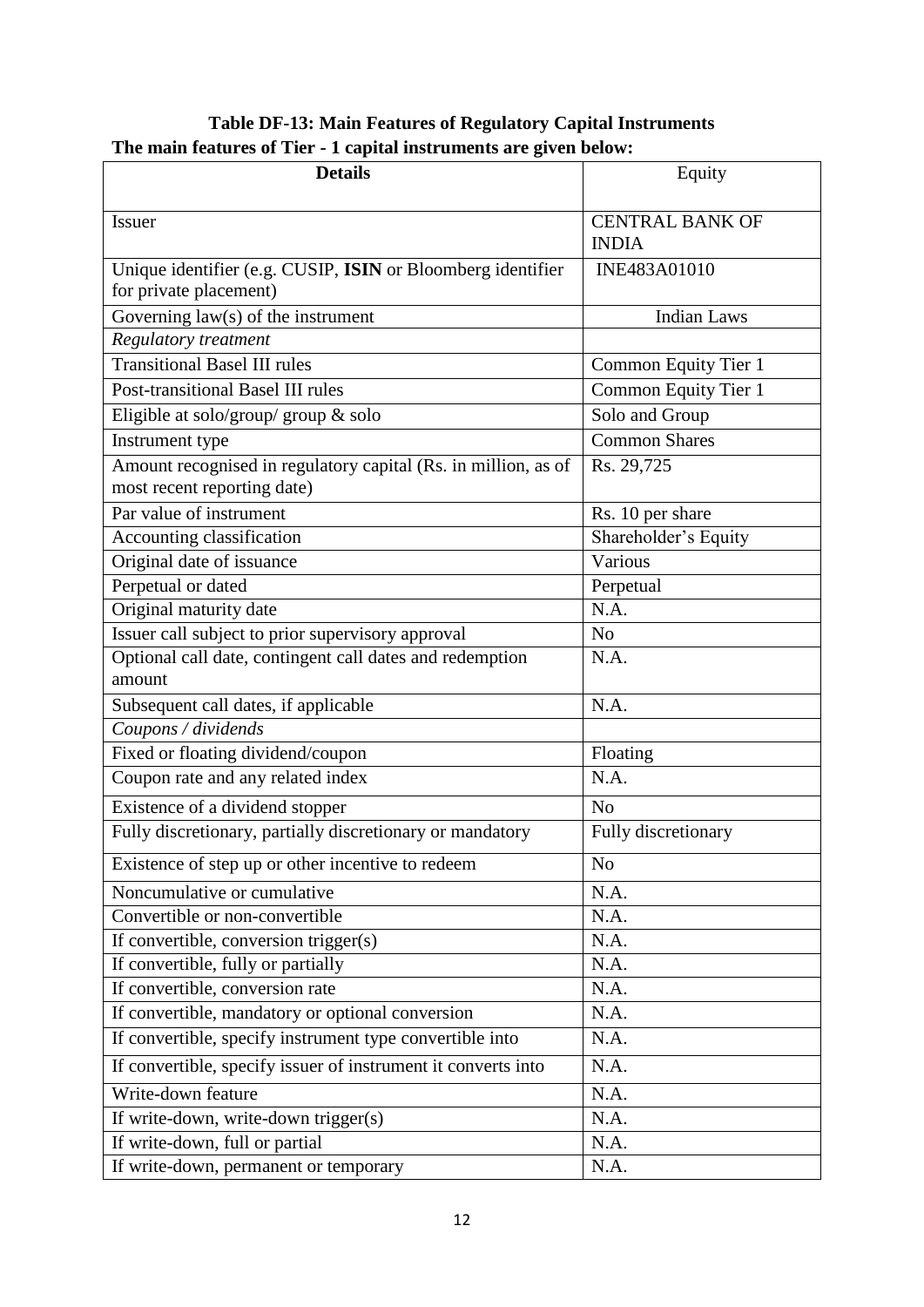**Table DF-13: Main Features of Regulatory Capital Instruments**

**The main features of Tier - 1 capital instruments are given below:**

| Details | Equity |
|---|---|
| Issuer | CENTRAL BANK OF INDIA |
| Unique identifier (e.g. CUSIP, **ISIN** or Bloomberg identifier for private placement) | INE483A01010 |
| Governing law(s) of the instrument | Indian Laws |
| *Regulatory treatment* | |
| Transitional Basel III rules | Common Equity Tier 1 |
| Post-transitional Basel III rules | Common Equity Tier 1 |
| Eligible at solo/group/ group & solo | Solo and Group |
| Instrument type | Common Shares |
| Amount recognised in regulatory capital (Rs. in million, as of most recent reporting date) | Rs. 29,725 |
| Par value of instrument | Rs. 10 per share |
| Accounting classification | Shareholder's Equity |
| Original date of issuance | Various |
| Perpetual or dated | Perpetual |
| Original maturity date | N.A. |
| Issuer call subject to prior supervisory approval | No |
| Optional call date, contingent call dates and redemption amount | N.A. |
| Subsequent call dates, if applicable | N.A. |
| *Coupons / dividends* | |
| Fixed or floating dividend/coupon | Floating |
| Coupon rate and any related index | N.A. |
| Existence of a dividend stopper | No |
| Fully discretionary, partially discretionary or mandatory | Fully discretionary |
| Existence of step up or other incentive to redeem | No |
| Noncumulative or cumulative | N.A. |
| Convertible or non-convertible | N.A. |
| If convertible, conversion trigger(s) | N.A. |
| If convertible, fully or partially | N.A. |
| If convertible, conversion rate | N.A. |
| If convertible, mandatory or optional conversion | N.A. |
| If convertible, specify instrument type convertible into | N.A. |
| If convertible, specify issuer of instrument it converts into | N.A. |
| Write-down feature | N.A. |
| If write-down, write-down trigger(s) | N.A. |
| If write-down, full or partial | N.A. |
| If write-down, permanent or temporary | N.A. |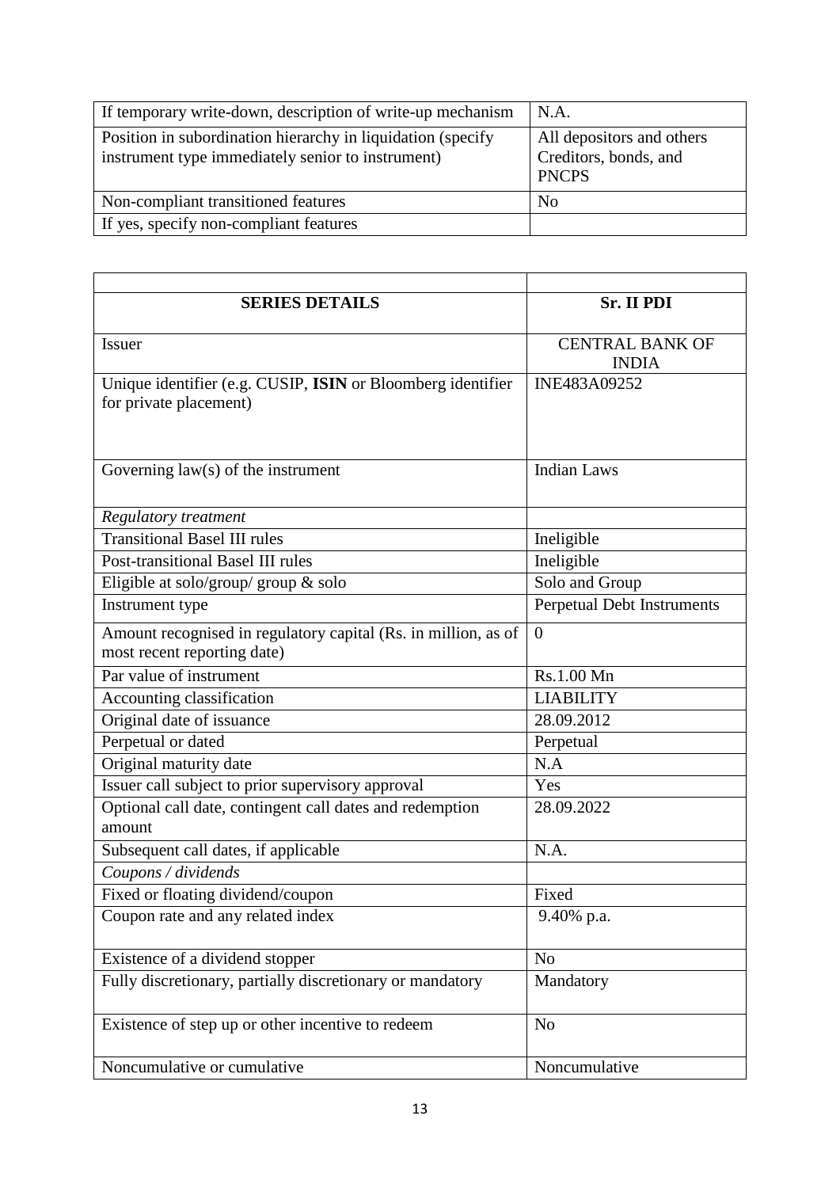| | |
|---|---|
| If temporary write-down, description of write-up mechanism | N.A. |
| Position in subordination hierarchy in liquidation (specify instrument type immediately senior to instrument) | All depositors and others Creditors, bonds, and PNCPS |
| Non-compliant transitioned features | No |
| If yes, specify non-compliant features | |

| | |
|---|---|
| **SERIES DETAILS** | **Sr. II PDI** |
| Issuer | CENTRAL BANK OF INDIA |
| Unique identifier (e.g. CUSIP, **ISIN** or Bloomberg identifier for private placement) | INE483A09252 |
| Governing law(s) of the instrument | Indian Laws |
| *Regulatory treatment* | |
| Transitional Basel III rules | Ineligible |
| Post-transitional Basel III rules | Ineligible |
| Eligible at solo/group/ group & solo | Solo and Group |
| Instrument type | Perpetual Debt Instruments |
| Amount recognised in regulatory capital (Rs. in million, as of most recent reporting date) | 0 |
| Par value of instrument | Rs.1.00 Mn |
| Accounting classification | LIABILITY |
| Original date of issuance | 28.09.2012 |
| Perpetual or dated | Perpetual |
| Original maturity date | N.A |
| Issuer call subject to prior supervisory approval | Yes |
| Optional call date, contingent call dates and redemption amount | 28.09.2022 |
| Subsequent call dates, if applicable | N.A. |
| *Coupons / dividends* | |
| Fixed or floating dividend/coupon | Fixed |
| Coupon rate and any related index | 9.40% p.a. |
| Existence of a dividend stopper | No |
| Fully discretionary, partially discretionary or mandatory | Mandatory |
| Existence of step up or other incentive to redeem | No |
| Noncumulative or cumulative | Noncumulative |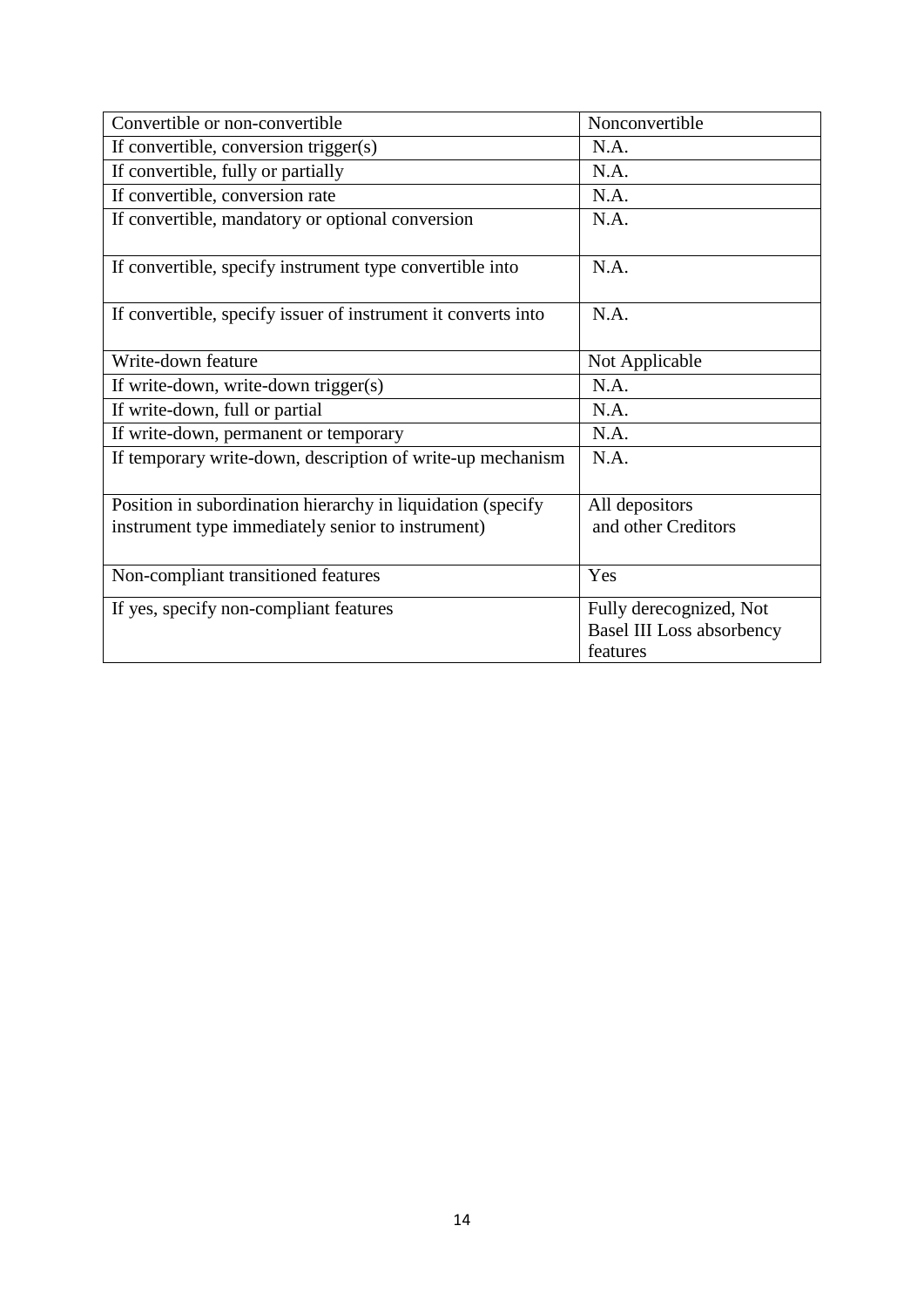| Convertible or non-convertible | Nonconvertible |
|---|---|
| If convertible, conversion trigger(s) | N.A. |
| If convertible, fully or partially | N.A. |
| If convertible, conversion rate | N.A. |
| If convertible, mandatory or optional conversion | N.A. |
| If convertible, specify instrument type convertible into | N.A. |
| If convertible, specify issuer of instrument it converts into | N.A. |
| Write-down feature | Not Applicable |
| If write-down, write-down trigger(s) | N.A. |
| If write-down, full or partial | N.A. |
| If write-down, permanent or temporary | N.A. |
| If temporary write-down, description of write-up mechanism | N.A. |
| Position in subordination hierarchy in liquidation (specify instrument type immediately senior to instrument) | All depositors and other Creditors |
| Non-compliant transitioned features | Yes |
| If yes, specify non-compliant features | Fully derecognized, Not Basel III Loss absorbency features |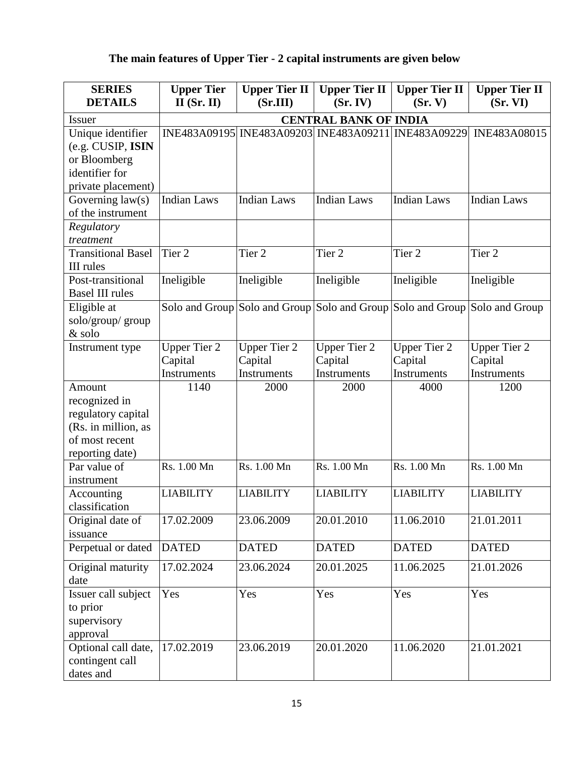**The main features of Upper Tier - 2 capital instruments are given below**

| SERIES DETAILS | Upper Tier II (Sr. II) | Upper Tier II (Sr.III) | Upper Tier II (Sr. IV) | Upper Tier II (Sr. V) | Upper Tier II (Sr. VI) |
|---|---|---|---|---|---|
| Issuer | CENTRAL BANK OF INDIA | | | | |
| Unique identifier (e.g. CUSIP, **ISIN** or Bloomberg identifier for private placement) | INE483A09195 | INE483A09203 | INE483A09211 | INE483A09229 | INE483A08015 |
| Governing law(s) of the instrument | Indian Laws | Indian Laws | Indian Laws | Indian Laws | Indian Laws |
| *Regulatory treatment* | | | | | |
| Transitional Basel III rules | Tier 2 | Tier 2 | Tier 2 | Tier 2 | Tier 2 |
| Post-transitional Basel III rules | Ineligible | Ineligible | Ineligible | Ineligible | Ineligible |
| Eligible at solo/group/ group & solo | Solo and Group | Solo and Group | Solo and Group | Solo and Group | Solo and Group |
| Instrument type | Upper Tier 2 Capital Instruments | Upper Tier 2 Capital Instruments | Upper Tier 2 Capital Instruments | Upper Tier 2 Capital Instruments | Upper Tier 2 Capital Instruments |
| Amount recognized in regulatory capital (Rs. in million, as of most recent reporting date) | 1140 | 2000 | 2000 | 4000 | 1200 |
| Par value of instrument | Rs. 1.00 Mn | Rs. 1.00 Mn | Rs. 1.00 Mn | Rs. 1.00 Mn | Rs. 1.00 Mn |
| Accounting classification | LIABILITY | LIABILITY | LIABILITY | LIABILITY | LIABILITY |
| Original date of issuance | 17.02.2009 | 23.06.2009 | 20.01.2010 | 11.06.2010 | 21.01.2011 |
| Perpetual or dated | DATED | DATED | DATED | DATED | DATED |
| Original maturity date | 17.02.2024 | 23.06.2024 | 20.01.2025 | 11.06.2025 | 21.01.2026 |
| Issuer call subject to prior supervisory approval | Yes | Yes | Yes | Yes | Yes |
| Optional call date, contingent call dates and | 17.02.2019 | 23.06.2019 | 20.01.2020 | 11.06.2020 | 21.01.2021 |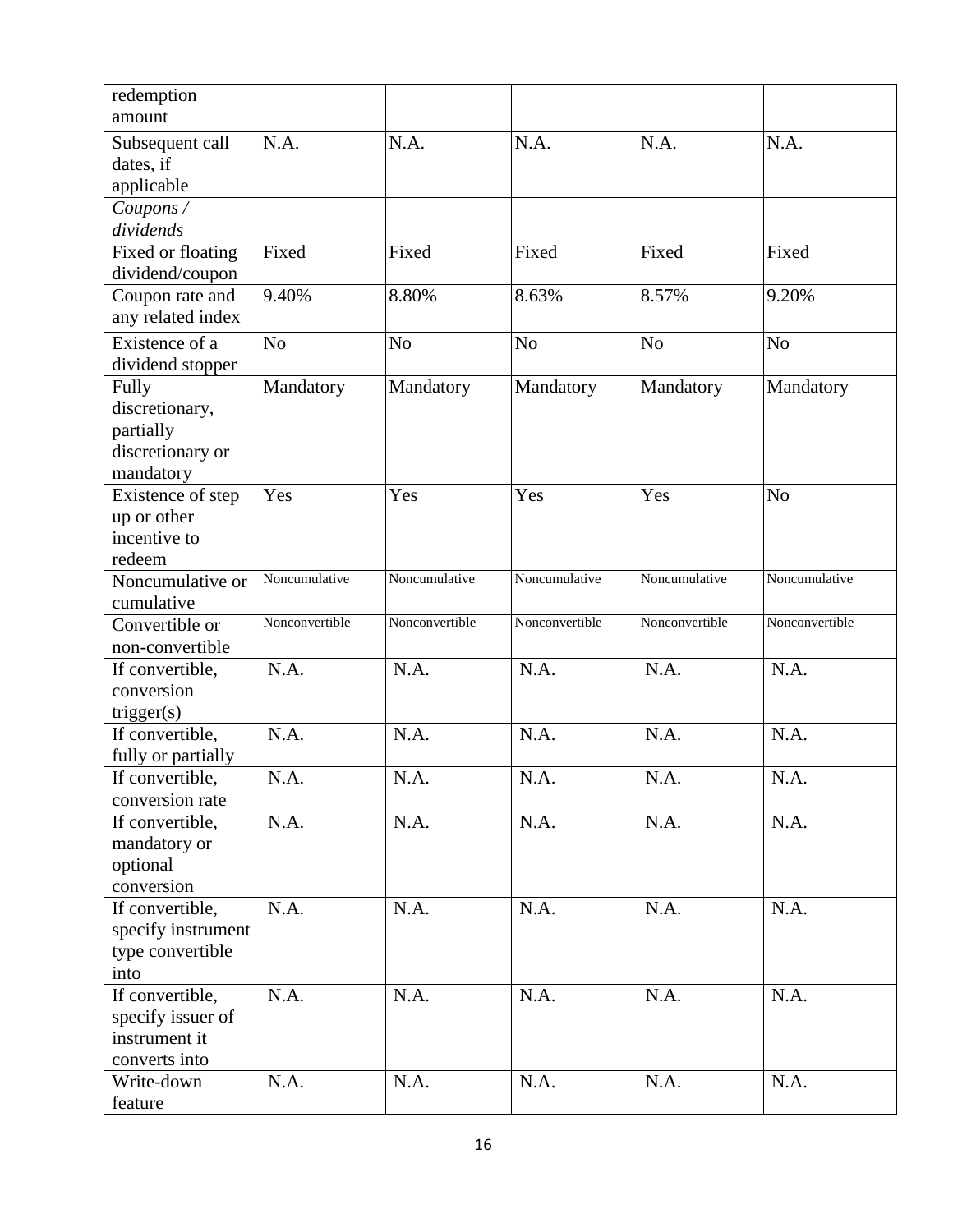| redemption amount | | | | | |
|---|---|---|---|---|---|
| Subsequent call dates, if applicable | N.A. | N.A. | N.A. | N.A. | N.A. |
| *Coupons / dividends* | | | | | |
| Fixed or floating dividend/coupon | Fixed | Fixed | Fixed | Fixed | Fixed |
| Coupon rate and any related index | 9.40% | 8.80% | 8.63% | 8.57% | 9.20% |
| Existence of a dividend stopper | No | No | No | No | No |
| Fully discretionary, partially discretionary or mandatory | Mandatory | Mandatory | Mandatory | Mandatory | Mandatory |
| Existence of step up or other incentive to redeem | Yes | Yes | Yes | Yes | No |
| Noncumulative or cumulative | Noncumulative | Noncumulative | Noncumulative | Noncumulative | Noncumulative |
| Convertible or non-convertible | Nonconvertible | Nonconvertible | Nonconvertible | Nonconvertible | Nonconvertible |
| If convertible, conversion trigger(s) | N.A. | N.A. | N.A. | N.A. | N.A. |
| If convertible, fully or partially | N.A. | N.A. | N.A. | N.A. | N.A. |
| If convertible, conversion rate | N.A. | N.A. | N.A. | N.A. | N.A. |
| If convertible, mandatory or optional conversion | N.A. | N.A. | N.A. | N.A. | N.A. |
| If convertible, specify instrument type convertible into | N.A. | N.A. | N.A. | N.A. | N.A. |
| If convertible, specify issuer of instrument it converts into | N.A. | N.A. | N.A. | N.A. | N.A. |
| Write-down feature | N.A. | N.A. | N.A. | N.A. | N.A. |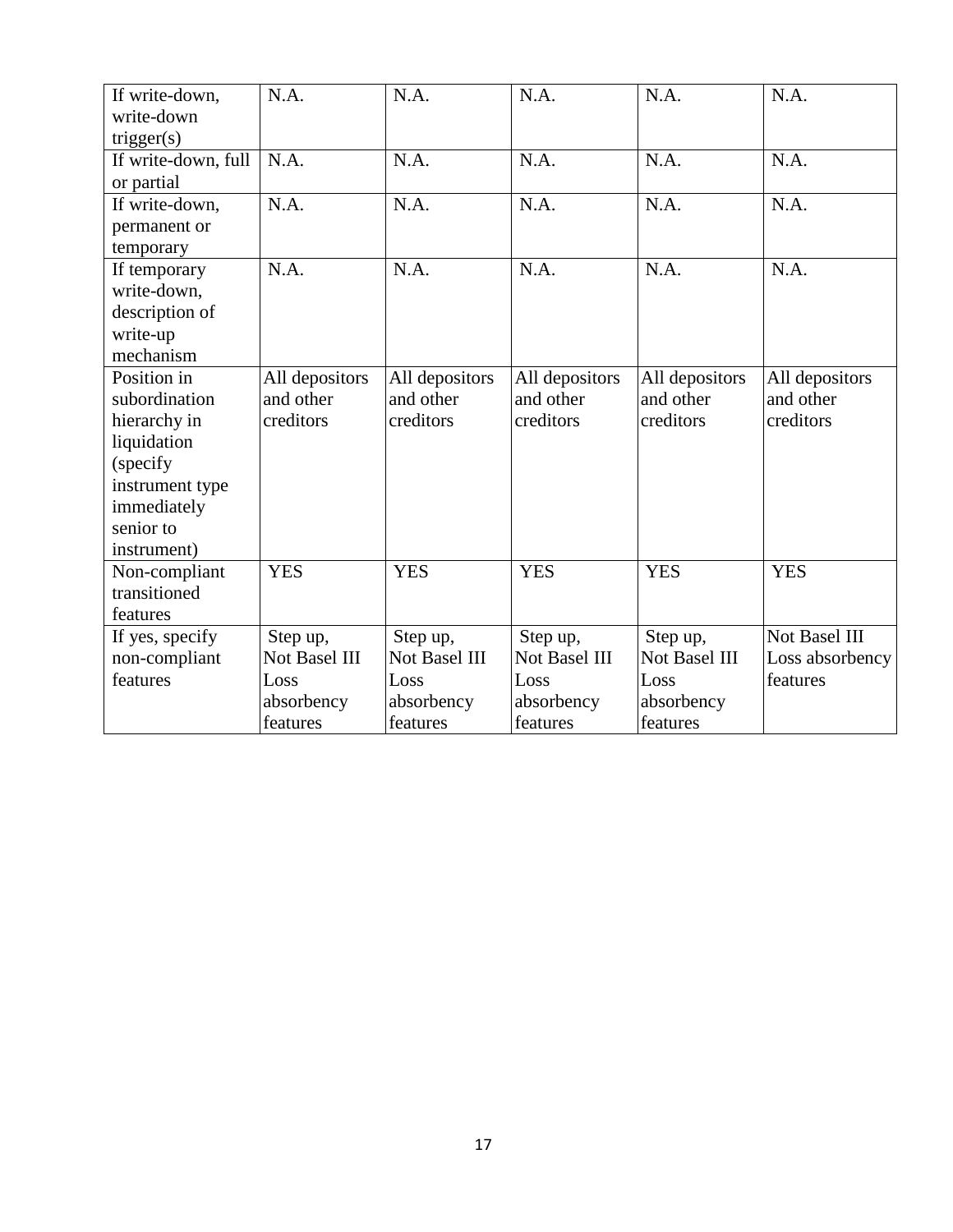| If write-down, write-down trigger(s) | N.A. | N.A. | N.A. | N.A. | N.A. |
|---|---|---|---|---|---|
| If write-down, full or partial | N.A. | N.A. | N.A. | N.A. | N.A. |
| If write-down, permanent or temporary | N.A. | N.A. | N.A. | N.A. | N.A. |
| If temporary write-down, description of write-up mechanism | N.A. | N.A. | N.A. | N.A. | N.A. |
| Position in subordination hierarchy in liquidation (specify instrument type immediately senior to instrument) | All depositors and other creditors | All depositors and other creditors | All depositors and other creditors | All depositors and other creditors | All depositors and other creditors |
| Non-compliant transitioned features | YES | YES | YES | YES | YES |
| If yes, specify non-compliant features | Step up, Not Basel III Loss absorbency features | Step up, Not Basel III Loss absorbency features | Step up, Not Basel III Loss absorbency features | Step up, Not Basel III Loss absorbency features | Not Basel III Loss absorbency features |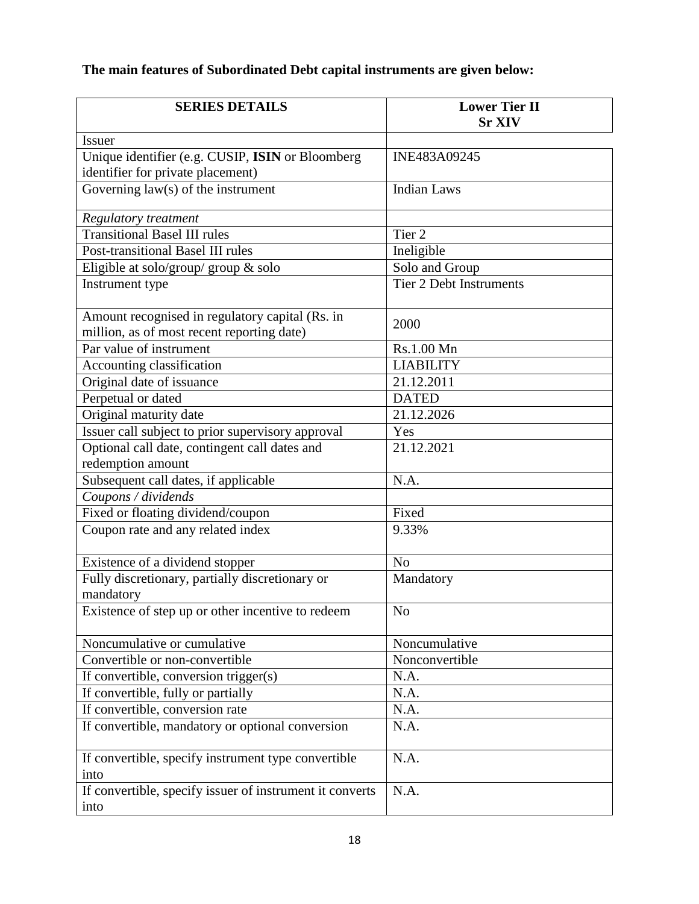**The main features of Subordinated Debt capital instruments are given below:**

| **SERIES DETAILS** | **Lower Tier II Sr XIV** |
|---|---|
| Issuer | |
| Unique identifier (e.g. CUSIP, **ISIN** or Bloomberg identifier for private placement) | INE483A09245 |
| Governing law(s) of the instrument | Indian Laws |
| *Regulatory treatment* | |
| Transitional Basel III rules | Tier 2 |
| Post-transitional Basel III rules | Ineligible |
| Eligible at solo/group/ group & solo | Solo and Group |
| Instrument type | Tier 2 Debt Instruments |
| Amount recognised in regulatory capital (Rs. in million, as of most recent reporting date) | 2000 |
| Par value of instrument | Rs.1.00 Mn |
| Accounting classification | LIABILITY |
| Original date of issuance | 21.12.2011 |
| Perpetual or dated | DATED |
| Original maturity date | 21.12.2026 |
| Issuer call subject to prior supervisory approval | Yes |
| Optional call date, contingent call dates and redemption amount | 21.12.2021 |
| Subsequent call dates, if applicable | N.A. |
| *Coupons / dividends* | |
| Fixed or floating dividend/coupon | Fixed |
| Coupon rate and any related index | 9.33% |
| Existence of a dividend stopper | No |
| Fully discretionary, partially discretionary or mandatory | Mandatory |
| Existence of step up or other incentive to redeem | No |
| Noncumulative or cumulative | Noncumulative |
| Convertible or non-convertible | Nonconvertible |
| If convertible, conversion trigger(s) | N.A. |
| If convertible, fully or partially | N.A. |
| If convertible, conversion rate | N.A. |
| If convertible, mandatory or optional conversion | N.A. |
| If convertible, specify instrument type convertible into | N.A. |
| If convertible, specify issuer of instrument it converts into | N.A. |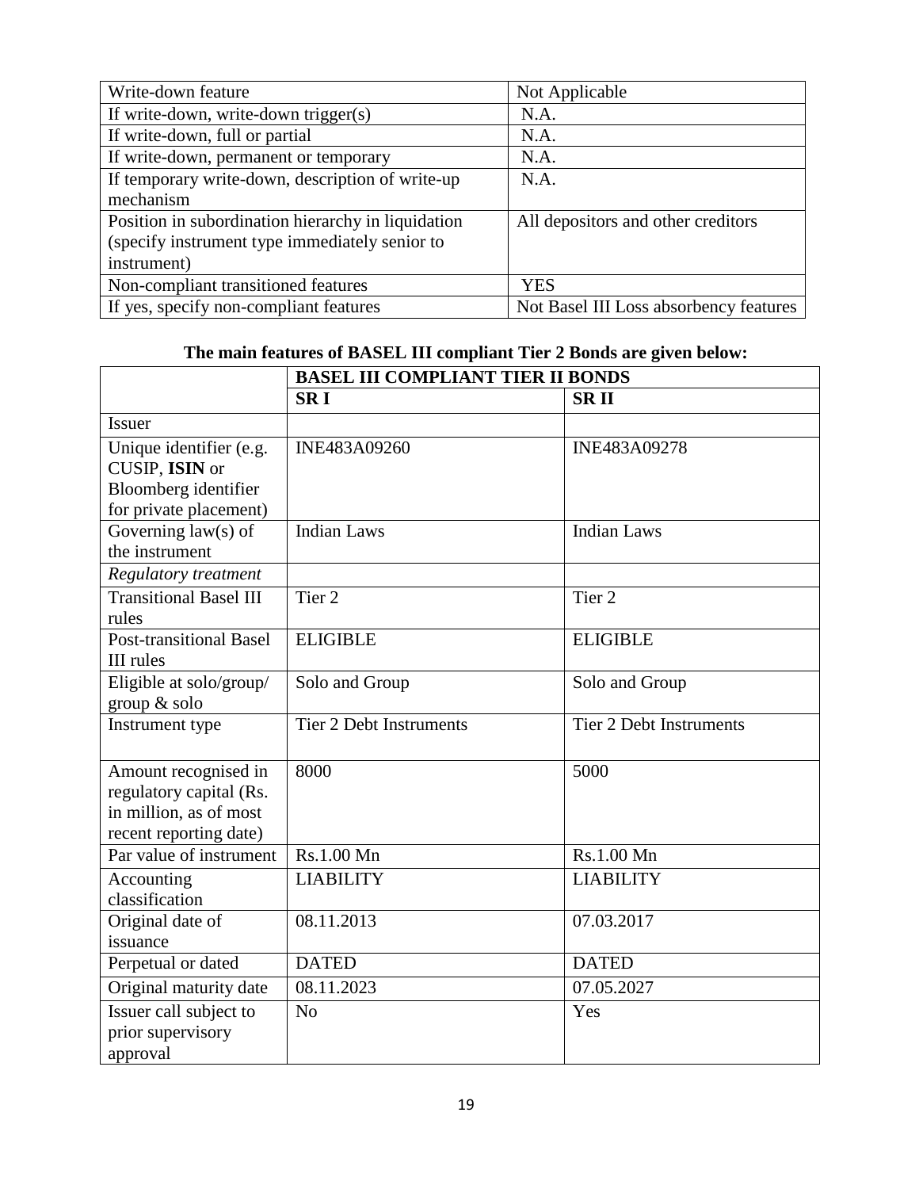| Write-down feature | Not Applicable |
| --- | --- |
| If write-down, write-down trigger(s) | N.A. |
| If write-down, full or partial | N.A. |
| If write-down, permanent or temporary | N.A. |
| If temporary write-down, description of write-up mechanism | N.A. |
| Position in subordination hierarchy in liquidation (specify instrument type immediately senior to instrument) | All depositors and other creditors |
| Non-compliant transitioned features | YES |
| If yes, specify non-compliant features | Not Basel III Loss absorbency features |

**The main features of BASEL III compliant Tier 2 Bonds are given below:**

| | **BASEL III COMPLIANT TIER II BONDS** | |
| --- | --- | --- |
| | **SR I** | **SR II** |
| Issuer | | |
| Unique identifier (e.g. CUSIP, **ISIN** or Bloomberg identifier for private placement) | INE483A09260 | INE483A09278 |
| Governing law(s) of the instrument | Indian Laws | Indian Laws |
| *Regulatory treatment* | | |
| Transitional Basel III rules | Tier 2 | Tier 2 |
| Post-transitional Basel III rules | ELIGIBLE | ELIGIBLE |
| Eligible at solo/group/ group & solo | Solo and Group | Solo and Group |
| Instrument type | Tier 2 Debt Instruments | Tier 2 Debt Instruments |
| Amount recognised in regulatory capital (Rs. in million, as of most recent reporting date) | 8000 | 5000 |
| Par value of instrument | Rs.1.00 Mn | Rs.1.00 Mn |
| Accounting classification | LIABILITY | LIABILITY |
| Original date of issuance | 08.11.2013 | 07.03.2017 |
| Perpetual or dated | DATED | DATED |
| Original maturity date | 08.11.2023 | 07.05.2027 |
| Issuer call subject to prior supervisory approval | No | Yes |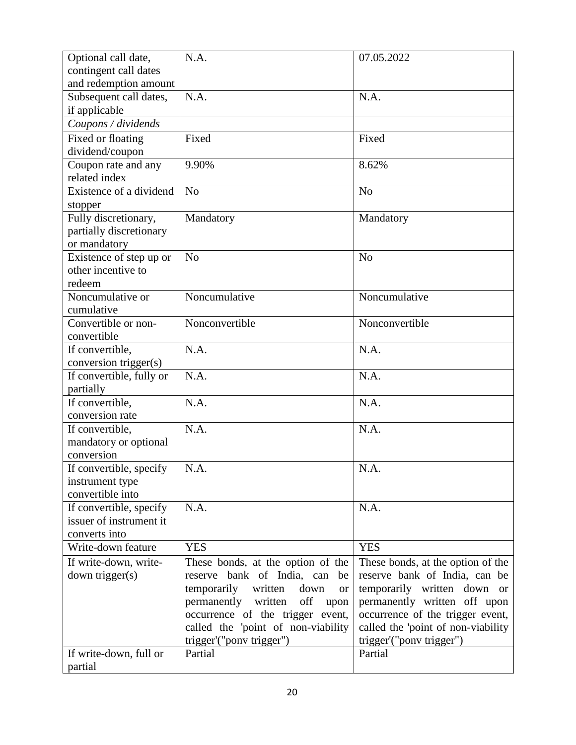| | | |
|---|---|---|
| Optional call date, contingent call dates and redemption amount | N.A. | 07.05.2022 |
| Subsequent call dates, if applicable | N.A. | N.A. |
| *Coupons / dividends* | | |
| Fixed or floating dividend/coupon | Fixed | Fixed |
| Coupon rate and any related index | 9.90% | 8.62% |
| Existence of a dividend stopper | No | No |
| Fully discretionary, partially discretionary or mandatory | Mandatory | Mandatory |
| Existence of step up or other incentive to redeem | No | No |
| Noncumulative or cumulative | Noncumulative | Noncumulative |
| Convertible or non-convertible | Nonconvertible | Nonconvertible |
| If convertible, conversion trigger(s) | N.A. | N.A. |
| If convertible, fully or partially | N.A. | N.A. |
| If convertible, conversion rate | N.A. | N.A. |
| If convertible, mandatory or optional conversion | N.A. | N.A. |
| If convertible, specify instrument type convertible into | N.A. | N.A. |
| If convertible, specify issuer of instrument it converts into | N.A. | N.A. |
| Write-down feature | YES | YES |
| If write-down, write-down trigger(s) | These bonds, at the option of the reserve bank of India, can be temporarily written down or permanently written off upon occurrence of the trigger event, called the 'point of non-viability trigger'("ponv trigger") | These bonds, at the option of the reserve bank of India, can be temporarily written down or permanently written off upon occurrence of the trigger event, called the 'point of non-viability trigger'("ponv trigger") |
| If write-down, full or partial | Partial | Partial |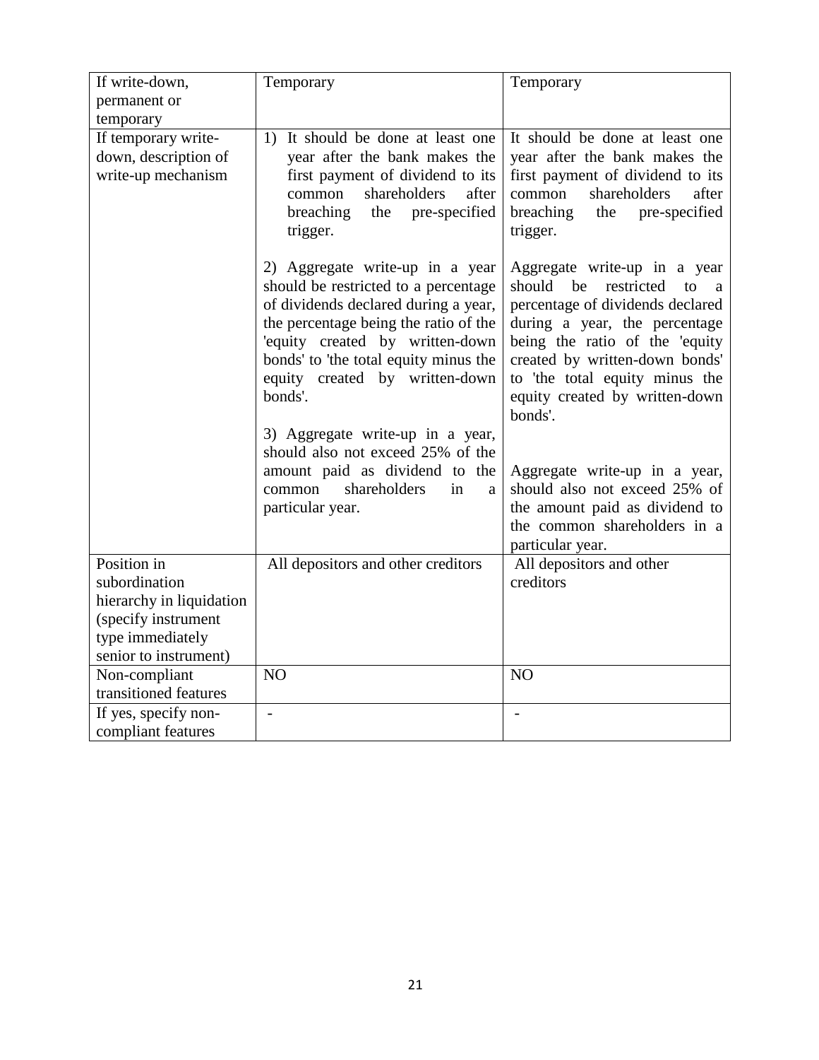| | | |
|---|---|---|
| If write-down, permanent or temporary | Temporary | Temporary |
| If temporary write-down, description of write-up mechanism | 1) It should be done at least one year after the bank makes the first payment of dividend to its common shareholders after breaching the pre-specified trigger.<br><br>2) Aggregate write-up in a year should be restricted to a percentage of dividends declared during a year, the percentage being the ratio of the 'equity created by written-down bonds' to 'the total equity minus the equity created by written-down bonds'.<br><br>3) Aggregate write-up in a year, should also not exceed 25% of the amount paid as dividend to the common shareholders in a particular year. | It should be done at least one year after the bank makes the first payment of dividend to its common shareholders after breaching the pre-specified trigger.<br><br>Aggregate write-up in a year should be restricted to a percentage of dividends declared during a year, the percentage being the ratio of the 'equity created by written-down bonds' to 'the total equity minus the equity created by written-down bonds'.<br><br>Aggregate write-up in a year, should also not exceed 25% of the amount paid as dividend to the common shareholders in a particular year. |
| Position in subordination hierarchy in liquidation (specify instrument type immediately senior to instrument) | All depositors and other creditors | All depositors and other creditors |
| Non-compliant transitioned features | NO | NO |
| If yes, specify non-compliant features | - | - |